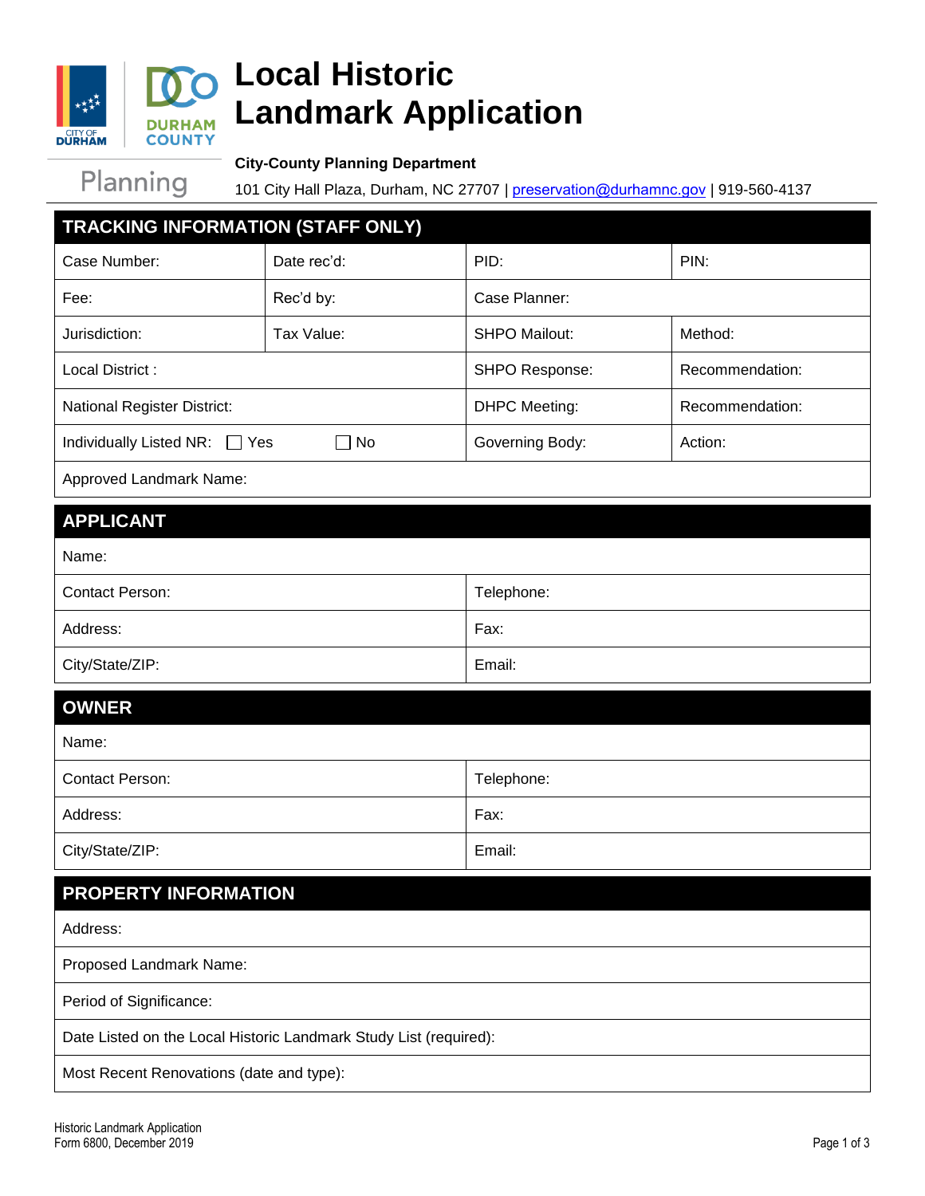# Local Historic Landmark Application

**City-County Planning Department**

101 City Hall Plaza, Durham, NC 27707 | preservation@durhamnc.gov | 919-560-4137

## TRACKING INFORMATION (STAFF ONLY)

| | | | |
|---|---|---|---|
| Case Number: | Date rec'd: | PID: | PIN: |
| Fee: | Rec'd by: | Case Planner: | |
| Jurisdiction: | Tax Value: | SHPO Mailout: | Method: |
| Local District : | | SHPO Response: | Recommendation: |
| National Register District: | | DHPC Meeting: | Recommendation: |
| Individually Listed NR: ☐ Yes ☐ No | | Governing Body: | Action: |
| Approved Landmark Name: | | | |

## APPLICANT

| | |
|---|---|
| Name: | |
| Contact Person: | Telephone: |
| Address: | Fax: |
| City/State/ZIP: | Email: |

## OWNER

| | |
|---|---|
| Name: | |
| Contact Person: | Telephone: |
| Address: | Fax: |
| City/State/ZIP: | Email: |

## PROPERTY INFORMATION

| |
|---|
| Address: |
| Proposed Landmark Name: |
| Period of Significance: |
| Date Listed on the Local Historic Landmark Study List (required): |
| Most Recent Renovations (date and type): |

Historic Landmark Application
Form 6800, December 2019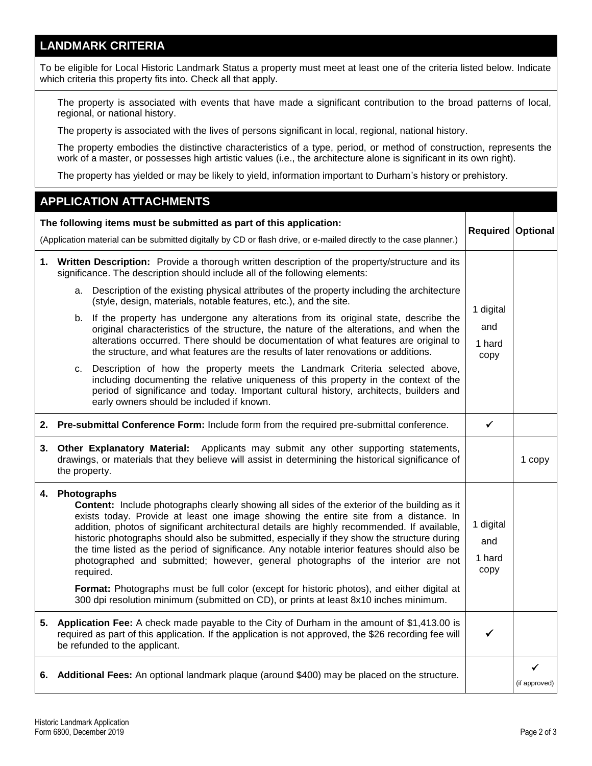## LANDMARK CRITERIA

To be eligible for Local Historic Landmark Status a property must meet at least one of the criteria listed below. Indicate which criteria this property fits into. Check all that apply.

The property is associated with events that have made a significant contribution to the broad patterns of local, regional, or national history.

The property is associated with the lives of persons significant in local, regional, national history.

The property embodies the distinctive characteristics of a type, period, or method of construction, represents the work of a master, or possesses high artistic values (i.e., the architecture alone is significant in its own right).

The property has yielded or may be likely to yield, information important to Durham's history or prehistory.

## APPLICATION ATTACHMENTS

| **The following items must be submitted as part of this application:** (Application material can be submitted digitally by CD or flash drive, or e-mailed directly to the case planner.) | **Required** | **Optional** |
|---|---|---|
| **1. Written Description:** Provide a thorough written description of the property/structure and its significance. The description should include all of the following elements:<br>a. Description of the existing physical attributes of the property including the architecture (style, design, materials, notable features, etc.), and the site.<br>b. If the property has undergone any alterations from its original state, describe the original characteristics of the structure, the nature of the alterations, and when the alterations occurred. There should be documentation of what features are original to the structure, and what features are the results of later renovations or additions.<br>c. Description of how the property meets the Landmark Criteria selected above, including documenting the relative uniqueness of this property in the context of the period of significance and today. Important cultural history, architects, builders and early owners should be included if known. | 1 digital and 1 hard copy | |
| **2. Pre-submittal Conference Form:** Include form from the required pre-submittal conference. | ✓ | |
| **3. Other Explanatory Material:** Applicants may submit any other supporting statements, drawings, or materials that they believe will assist in determining the historical significance of the property. | | 1 copy |
| **4. Photographs**<br>**Content:** Include photographs clearly showing all sides of the exterior of the building as it exists today. Provide at least one image showing the entire site from a distance. In addition, photos of significant architectural details are highly recommended. If available, historic photographs should also be submitted, especially if they show the structure during the time listed as the period of significance. Any notable interior features should also be photographed and submitted; however, general photographs of the interior are not required.<br>**Format:** Photographs must be full color (except for historic photos), and either digital at 300 dpi resolution minimum (submitted on CD), or prints at least 8x10 inches minimum. | 1 digital and 1 hard copy | |
| **5. Application Fee:** A check made payable to the City of Durham in the amount of $1,413.00 is required as part of this application. If the application is not approved, the $26 recording fee will be refunded to the applicant. | ✓ | |
| **6. Additional Fees:** An optional landmark plaque (around $400) may be placed on the structure. | | ✓ (if approved) |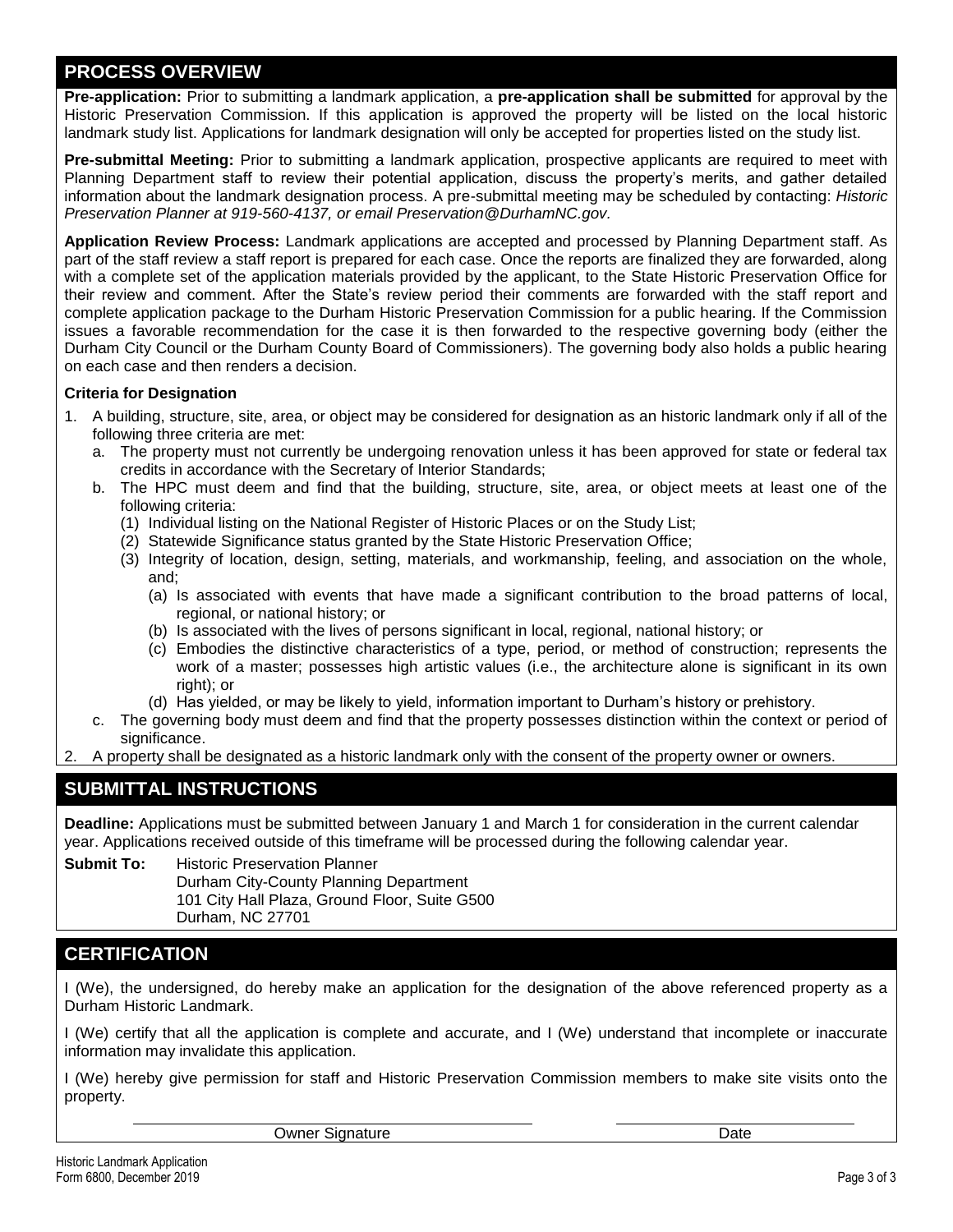## PROCESS OVERVIEW

**Pre-application:** Prior to submitting a landmark application, a **pre-application shall be submitted** for approval by the Historic Preservation Commission. If this application is approved the property will be listed on the local historic landmark study list. Applications for landmark designation will only be accepted for properties listed on the study list.

**Pre-submittal Meeting:** Prior to submitting a landmark application, prospective applicants are required to meet with Planning Department staff to review their potential application, discuss the property's merits, and gather detailed information about the landmark designation process. A pre-submittal meeting may be scheduled by contacting: *Historic Preservation Planner at 919-560-4137, or email Preservation@DurhamNC.gov.*

**Application Review Process:** Landmark applications are accepted and processed by Planning Department staff. As part of the staff review a staff report is prepared for each case. Once the reports are finalized they are forwarded, along with a complete set of the application materials provided by the applicant, to the State Historic Preservation Office for their review and comment. After the State's review period their comments are forwarded with the staff report and complete application package to the Durham Historic Preservation Commission for a public hearing. If the Commission issues a favorable recommendation for the case it is then forwarded to the respective governing body (either the Durham City Council or the Durham County Board of Commissioners). The governing body also holds a public hearing on each case and then renders a decision.

### Criteria for Designation

1. A building, structure, site, area, or object may be considered for designation as an historic landmark only if all of the following three criteria are met:
   a. The property must not currently be undergoing renovation unless it has been approved for state or federal tax credits in accordance with the Secretary of Interior Standards;
   b. The HPC must deem and find that the building, structure, site, area, or object meets at least one of the following criteria:
      (1) Individual listing on the National Register of Historic Places or on the Study List;
      (2) Statewide Significance status granted by the State Historic Preservation Office;
      (3) Integrity of location, design, setting, materials, and workmanship, feeling, and association on the whole, and;
         (a) Is associated with events that have made a significant contribution to the broad patterns of local, regional, or national history; or
         (b) Is associated with the lives of persons significant in local, regional, national history; or
         (c) Embodies the distinctive characteristics of a type, period, or method of construction; represents the work of a master; possesses high artistic values (i.e., the architecture alone is significant in its own right); or
         (d) Has yielded, or may be likely to yield, information important to Durham's history or prehistory.
   c. The governing body must deem and find that the property possesses distinction within the context or period of significance.
2. A property shall be designated as a historic landmark only with the consent of the property owner or owners.

## SUBMITTAL INSTRUCTIONS

**Deadline:** Applications must be submitted between January 1 and March 1 for consideration in the current calendar year. Applications received outside of this timeframe will be processed during the following calendar year.

**Submit To:** Historic Preservation Planner
Durham City-County Planning Department
101 City Hall Plaza, Ground Floor, Suite G500
Durham, NC 27701

## CERTIFICATION

I (We), the undersigned, do hereby make an application for the designation of the above referenced property as a Durham Historic Landmark.

I (We) certify that all the application is complete and accurate, and I (We) understand that incomplete or inaccurate information may invalidate this application.

I (We) hereby give permission for staff and Historic Preservation Commission members to make site visits onto the property.

Owner Signature ______________________ Date ______________

Historic Landmark Application
Form 6800, December 2019